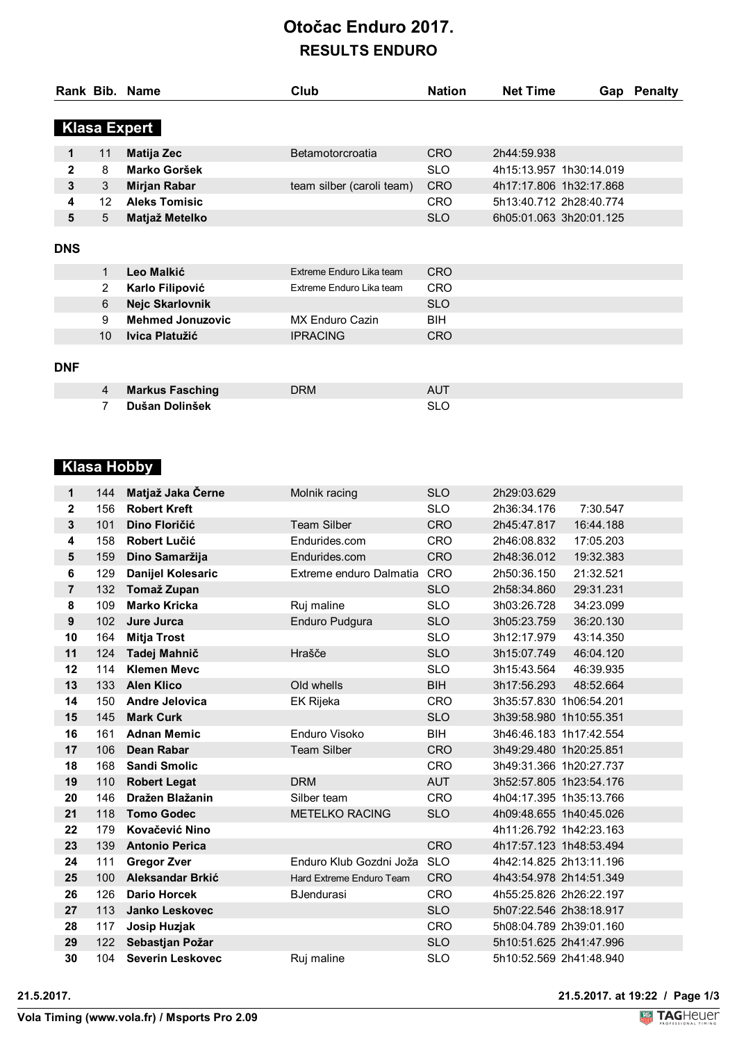# Otočac Enduro 2017.

## RESULTS ENDURO

### Klasa Expert

| Rank | Bib. | Name | Club | Nation | Net Time | Gap | Penalty |
|---|---|---|---|---|---|---|---|
| 1 | 11 | **Matija Zec** | Betamotorcroatia | CRO | 2h44:59.938 | | |
| 2 | 8 | **Marko Goršek** | | SLO | 4h15:13.957 | 1h30:14.019 | |
| 3 | 3 | **Mirjan Rabar** | team silber (caroli team) | CRO | 4h17:17.806 | 1h32:17.868 | |
| 4 | 12 | **Aleks Tomisic** | | CRO | 5h13:40.712 | 2h28:40.774 | |
| 5 | 5 | **Matjaž Metelko** | | SLO | 6h05:01.063 | 3h20:01.125 | |

**DNS**

| Rank | Bib. | Name | Club | Nation | Net Time | Gap | Penalty |
|---|---|---|---|---|---|---|---|
| | 1 | **Leo Malkić** | Extreme Enduro Lika team | CRO | | | |
| | 2 | **Karlo Filipović** | Extreme Enduro Lika team | CRO | | | |
| | 6 | **Nejc Skarlovnik** | | SLO | | | |
| | 9 | **Mehmed Jonuzovic** | MX Enduro Cazin | BIH | | | |
| | 10 | **Ivica Platužić** | IPRACING | CRO | | | |

**DNF**

| Rank | Bib. | Name | Club | Nation | Net Time | Gap | Penalty |
|---|---|---|---|---|---|---|---|
| | 4 | **Markus Fasching** | DRM | AUT | | | |
| | 7 | **Dušan Dolinšek** | | SLO | | | |

### Klasa Hobby

| Rank | Bib. | Name | Club | Nation | Net Time | Gap | Penalty |
|---|---|---|---|---|---|---|---|
| 1 | 144 | **Matjaž Jaka Černe** | Molnik racing | SLO | 2h29:03.629 | | |
| 2 | 156 | **Robert Kreft** | | SLO | 2h36:34.176 | 7:30.547 | |
| 3 | 101 | **Dino Floričić** | Team Silber | CRO | 2h45:47.817 | 16:44.188 | |
| 4 | 158 | **Robert Lučić** | Endurides.com | CRO | 2h46:08.832 | 17:05.203 | |
| 5 | 159 | **Dino Samaržija** | Endurides.com | CRO | 2h48:36.012 | 19:32.383 | |
| 6 | 129 | **Danijel Kolesaric** | Extreme enduro Dalmatia | CRO | 2h50:36.150 | 21:32.521 | |
| 7 | 132 | **Tomaž Zupan** | | SLO | 2h58:34.860 | 29:31.231 | |
| 8 | 109 | **Marko Kricka** | Ruj maline | SLO | 3h03:26.728 | 34:23.099 | |
| 9 | 102 | **Jure Jurca** | Enduro Pudgura | SLO | 3h05:23.759 | 36:20.130 | |
| 10 | 164 | **Mitja Trost** | | SLO | 3h12:17.979 | 43:14.350 | |
| 11 | 124 | **Tadej Mahnič** | Hrašče | SLO | 3h15:07.749 | 46:04.120 | |
| 12 | 114 | **Klemen Mevc** | | SLO | 3h15:43.564 | 46:39.935 | |
| 13 | 133 | **Alen Klico** | Old whells | BIH | 3h17:56.293 | 48:52.664 | |
| 14 | 150 | **Andre Jelovica** | EK Rijeka | CRO | 3h35:57.830 | 1h06:54.201 | |
| 15 | 145 | **Mark Curk** | | SLO | 3h39:58.980 | 1h10:55.351 | |
| 16 | 161 | **Adnan Memic** | Enduro Visoko | BIH | 3h46:46.183 | 1h17:42.554 | |
| 17 | 106 | **Dean Rabar** | Team Silber | CRO | 3h49:29.480 | 1h20:25.851 | |
| 18 | 168 | **Sandi Smolic** | | CRO | 3h49:31.366 | 1h20:27.737 | |
| 19 | 110 | **Robert Legat** | DRM | AUT | 3h52:57.805 | 1h23:54.176 | |
| 20 | 146 | **Dražen Blažanin** | Silber team | CRO | 4h04:17.395 | 1h35:13.766 | |
| 21 | 118 | **Tomo Godec** | METELKO RACING | SLO | 4h09:48.655 | 1h40:45.026 | |
| 22 | 179 | **Kovačević Nino** | | | 4h11:26.792 | 1h42:23.163 | |
| 23 | 139 | **Antonio Perica** | | CRO | 4h17:57.123 | 1h48:53.494 | |
| 24 | 111 | **Gregor Zver** | Enduro Klub Gozdni Joža | SLO | 4h42:14.825 | 2h13:11.196 | |
| 25 | 100 | **Aleksandar Brkić** | Hard Extreme Enduro Team | CRO | 4h43:54.978 | 2h14:51.349 | |
| 26 | 126 | **Dario Horcek** | BJendurasi | CRO | 4h55:25.826 | 2h26:22.197 | |
| 27 | 113 | **Janko Leskovec** | | SLO | 5h07:22.546 | 2h38:18.917 | |
| 28 | 117 | **Josip Huzjak** | | CRO | 5h08:04.789 | 2h39:01.160 | |
| 29 | 122 | **Sebastjan Požar** | | SLO | 5h10:51.625 | 2h41:47.996 | |
| 30 | 104 | **Severin Leskovec** | Ruj maline | SLO | 5h10:52.569 | 2h41:48.940 | |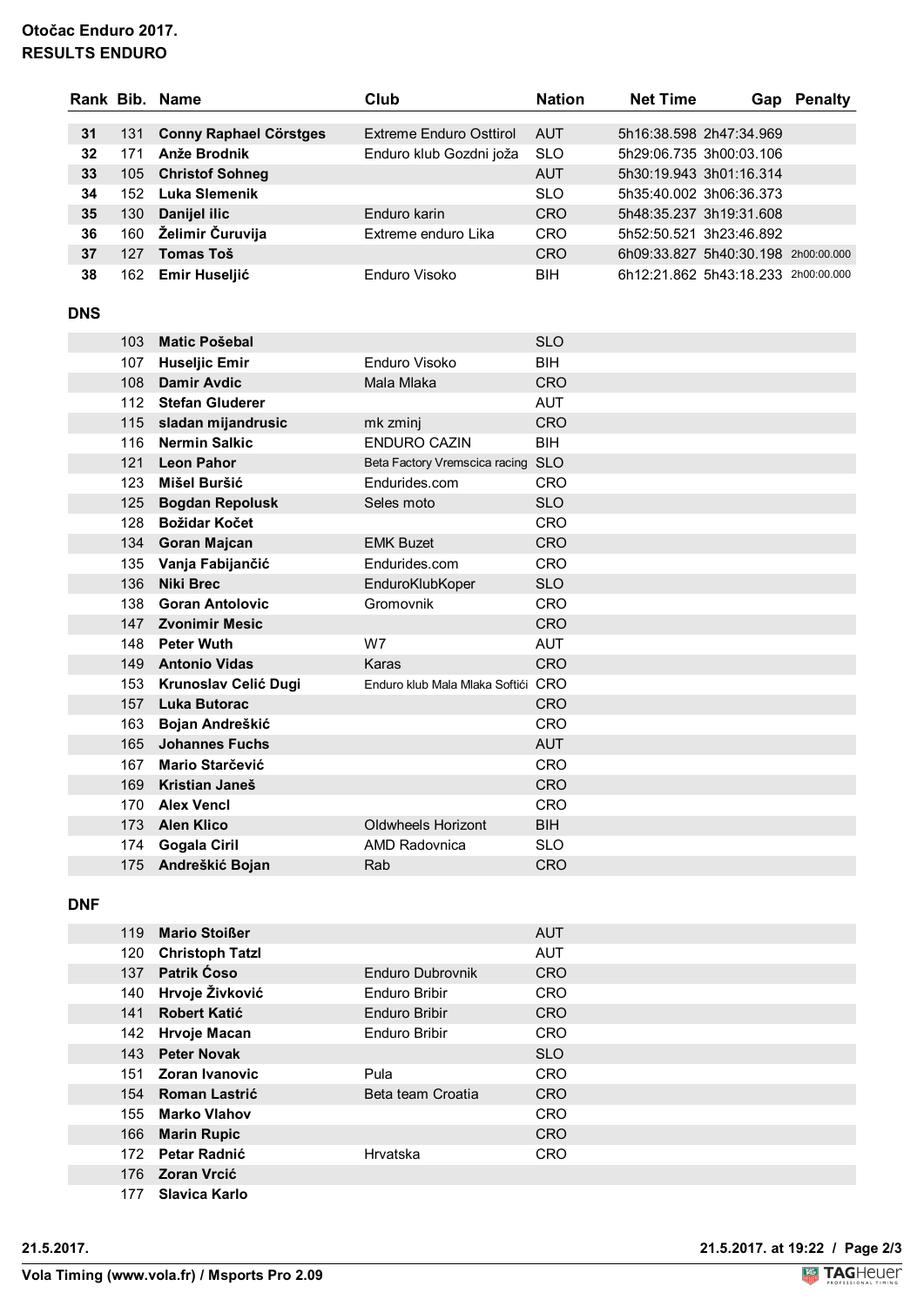**Otočac Enduro 2017.**
**RESULTS ENDURO**

| Rank | Bib. | Name | Club | Nation | Net Time | Gap | Penalty |
|---|---|---|---|---|---|---|---|
| 31 | 131 | Conny Raphael Cörstges | Extreme Enduro Osttirol | AUT | 5h16:38.598 | 2h47:34.969 | |
| 32 | 171 | Anže Brodnik | Enduro klub Gozdni joža | SLO | 5h29:06.735 | 3h00:03.106 | |
| 33 | 105 | Christof Sohneg | | AUT | 5h30:19.943 | 3h01:16.314 | |
| 34 | 152 | Luka Slemenik | | SLO | 5h35:40.002 | 3h06:36.373 | |
| 35 | 130 | Danijel ilic | Enduro karin | CRO | 5h48:35.237 | 3h19:31.608 | |
| 36 | 160 | Želimir Čuruvija | Extreme enduro Lika | CRO | 5h52:50.521 | 3h23:46.892 | |
| 37 | 127 | Tomas Toš | | CRO | 6h09:33.827 | 5h40:30.198 | 2h00:00.000 |
| 38 | 162 | Emir Huseljić | Enduro Visoko | BIH | 6h12:21.862 | 5h43:18.233 | 2h00:00.000 |

**DNS**

| Bib. | Name | Club | Nation |
|---|---|---|---|
| 103 | Matic Pošebal | | SLO |
| 107 | Huseljic Emir | Enduro Visoko | BIH |
| 108 | Damir Avdic | Mala Mlaka | CRO |
| 112 | Stefan Gluderer | | AUT |
| 115 | sladan mijandrusic | mk zminj | CRO |
| 116 | Nermin Salkic | ENDURO CAZIN | BIH |
| 121 | Leon Pahor | Beta Factory Vremscica racing | SLO |
| 123 | Mišel Buršić | Endurides.com | CRO |
| 125 | Bogdan Repolusk | Seles moto | SLO |
| 128 | Božidar Kočet | | CRO |
| 134 | Goran Majcan | EMK Buzet | CRO |
| 135 | Vanja Fabijančić | Endurides.com | CRO |
| 136 | Niki Brec | EnduroKlubKoper | SLO |
| 138 | Goran Antolovic | Gromovnik | CRO |
| 147 | Zvonimir Mesic | | CRO |
| 148 | Peter Wuth | W7 | AUT |
| 149 | Antonio Vidas | Karas | CRO |
| 153 | Krunoslav Celić Dugi | Enduro klub Mala Mlaka Softići | CRO |
| 157 | Luka Butorac | | CRO |
| 163 | Bojan Andreškić | | CRO |
| 165 | Johannes Fuchs | | AUT |
| 167 | Mario Starčević | | CRO |
| 169 | Kristian Janeš | | CRO |
| 170 | Alex Vencl | | CRO |
| 173 | Alen Klico | Oldwheels Horizont | BIH |
| 174 | Gogala Ciril | AMD Radovnica | SLO |
| 175 | Andreškić Bojan | Rab | CRO |

**DNF**

| Bib. | Name | Club | Nation |
|---|---|---|---|
| 119 | Mario Stoißer | | AUT |
| 120 | Christoph Tatzl | | AUT |
| 137 | Patrik Ćoso | Enduro Dubrovnik | CRO |
| 140 | Hrvoje Živković | Enduro Bribir | CRO |
| 141 | Robert Katić | Enduro Bribir | CRO |
| 142 | Hrvoje Macan | Enduro Bribir | CRO |
| 143 | Peter Novak | | SLO |
| 151 | Zoran Ivanovic | Pula | CRO |
| 154 | Roman Lastrić | Beta team Croatia | CRO |
| 155 | Marko Vlahov | | CRO |
| 166 | Marin Rupic | | CRO |
| 172 | Petar Radnić | Hrvatska | CRO |
| 176 | Zoran Vrcić | | |
| 177 | Slavica Karlo | | |

21.5.2017.

Vola Timing (www.vola.fr) / Msports Pro 2.09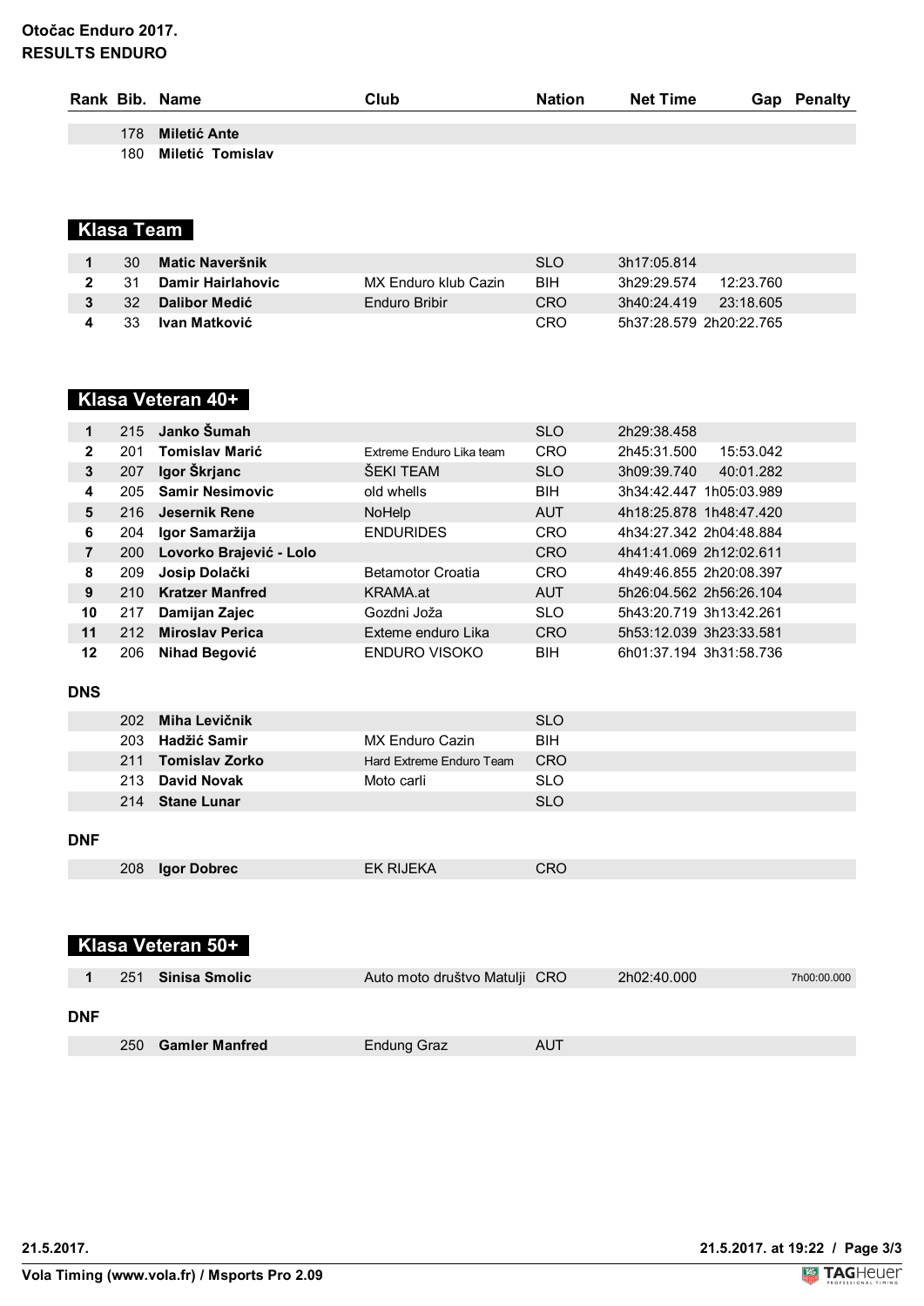**Otočac Enduro 2017.**
**RESULTS ENDURO**

| Rank | Bib. | Name | Club | Nation | Net Time | Gap | Penalty |
|---|---|---|---|---|---|---|---|
| | 178 | **Miletić Ante** | | | | | |
| | 180 | **Miletić Tomislav** | | | | | |

## Klasa Team

| | | | | | | | |
|---|---|---|---|---|---|---|---|
| **1** | 30 | **Matic Naveršnik** | | SLO | 3h17:05.814 | | |
| **2** | 31 | **Damir Hairlahovic** | MX Enduro klub Cazin | BIH | 3h29:29.574 | 12:23.760 | |
| **3** | 32 | **Dalibor Medić** | Enduro Bribir | CRO | 3h40:24.419 | 23:18.605 | |
| **4** | 33 | **Ivan Matković** | | CRO | 5h37:28.579 | 2h20:22.765 | |

## Klasa Veteran 40+

| | | | | | | | |
|---|---|---|---|---|---|---|---|
| **1** | 215 | **Janko Šumah** | | SLO | 2h29:38.458 | | |
| **2** | 201 | **Tomislav Marić** | Extreme Enduro Lika team | CRO | 2h45:31.500 | 15:53.042 | |
| **3** | 207 | **Igor Škrjanc** | ŠEKI TEAM | SLO | 3h09:39.740 | 40:01.282 | |
| **4** | 205 | **Samir Nesimovic** | old whells | BIH | 3h34:42.447 | 1h05:03.989 | |
| **5** | 216 | **Jesernik Rene** | NoHelp | AUT | 4h18:25.878 | 1h48:47.420 | |
| **6** | 204 | **Igor Samaržija** | ENDURIDES | CRO | 4h34:27.342 | 2h04:48.884 | |
| **7** | 200 | **Lovorko Brajević - Lolo** | | CRO | 4h41:41.069 | 2h12:02.611 | |
| **8** | 209 | **Josip Dolački** | Betamotor Croatia | CRO | 4h49:46.855 | 2h20:08.397 | |
| **9** | 210 | **Kratzer Manfred** | KRAMA.at | AUT | 5h26:04.562 | 2h56:26.104 | |
| **10** | 217 | **Damijan Zajec** | Gozdni Joža | SLO | 5h43:20.719 | 3h13:42.261 | |
| **11** | 212 | **Miroslav Perica** | Exteme enduro Lika | CRO | 5h53:12.039 | 3h23:33.581 | |
| **12** | 206 | **Nihad Begović** | ENDURO VISOKO | BIH | 6h01:37.194 | 3h31:58.736 | |

**DNS**

| | | | | |
|---|---|---|---|---|
| | 202 | **Miha Levičnik** | | SLO |
| | 203 | **Hadžić Samir** | MX Enduro Cazin | BIH |
| | 211 | **Tomislav Zorko** | Hard Extreme Enduro Team | CRO |
| | 213 | **David Novak** | Moto carli | SLO |
| | 214 | **Stane Lunar** | | SLO |

**DNF**

| | | | | |
|---|---|---|---|---|
| | 208 | **Igor Dobrec** | EK RIJEKA | CRO |

## Klasa Veteran 50+

| | | | | | | | |
|---|---|---|---|---|---|---|---|
| **1** | 251 | **Sinisa Smolic** | Auto moto društvo Matulji | CRO | 2h02:40.000 | | 7h00:00.000 |

**DNF**

| | | | | |
|---|---|---|---|---|
| | 250 | **Gamler Manfred** | Endung Graz | AUT |

**21.5.2017.**

**Vola Timing (www.vola.fr) / Msports Pro 2.09**